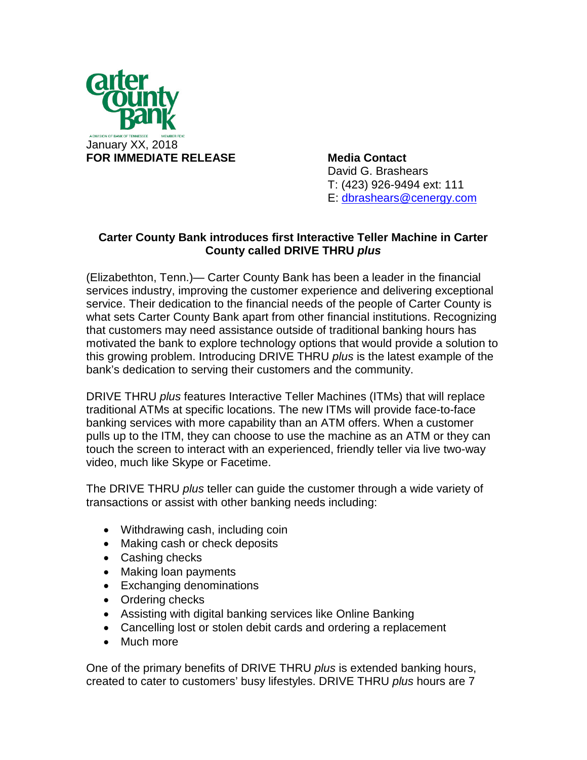Carter County Bank

A DIVISION OF BANK OF TENNESSEE MEMBER FDIC

January XX, 2018

**FOR IMMEDIATE RELEASE**

**Media Contact**
David G. Brashears
T: (423) 926-9494 ext: 111
E: dbrashears@cenergy.com

**Carter County Bank introduces first Interactive Teller Machine in Carter County called DRIVE THRU *plus***

(Elizabethton, Tenn.)— Carter County Bank has been a leader in the financial services industry, improving the customer experience and delivering exceptional service. Their dedication to the financial needs of the people of Carter County is what sets Carter County Bank apart from other financial institutions. Recognizing that customers may need assistance outside of traditional banking hours has motivated the bank to explore technology options that would provide a solution to this growing problem. Introducing DRIVE THRU *plus* is the latest example of the bank's dedication to serving their customers and the community.

DRIVE THRU *plus* features Interactive Teller Machines (ITMs) that will replace traditional ATMs at specific locations. The new ITMs will provide face-to-face banking services with more capability than an ATM offers. When a customer pulls up to the ITM, they can choose to use the machine as an ATM or they can touch the screen to interact with an experienced, friendly teller via live two-way video, much like Skype or Facetime.

The DRIVE THRU *plus* teller can guide the customer through a wide variety of transactions or assist with other banking needs including:

- Withdrawing cash, including coin
- Making cash or check deposits
- Cashing checks
- Making loan payments
- Exchanging denominations
- Ordering checks
- Assisting with digital banking services like Online Banking
- Cancelling lost or stolen debit cards and ordering a replacement
- Much more

One of the primary benefits of DRIVE THRU *plus* is extended banking hours, created to cater to customers' busy lifestyles. DRIVE THRU *plus* hours are 7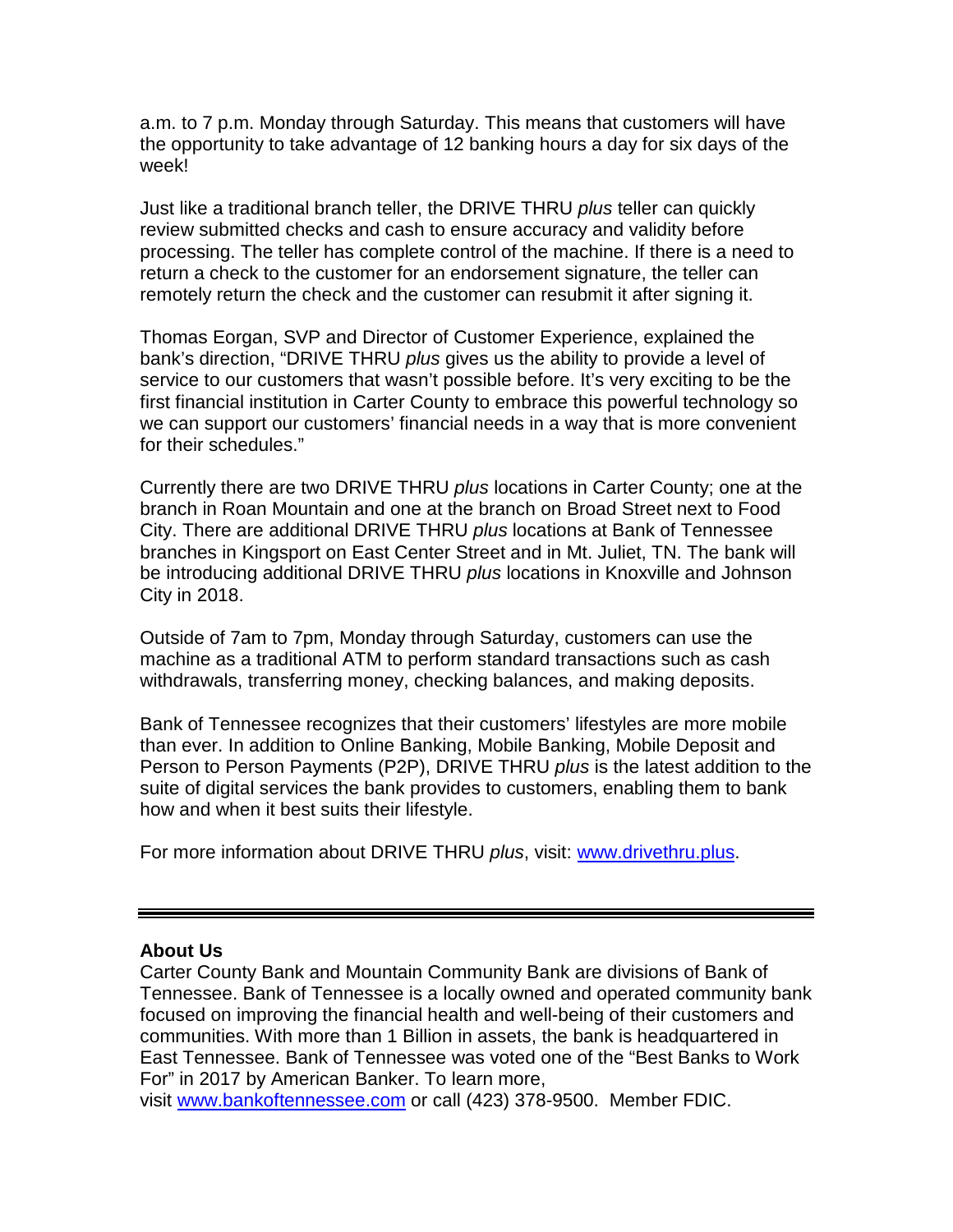a.m. to 7 p.m. Monday through Saturday. This means that customers will have the opportunity to take advantage of 12 banking hours a day for six days of the week!

Just like a traditional branch teller, the DRIVE THRU *plus* teller can quickly review submitted checks and cash to ensure accuracy and validity before processing. The teller has complete control of the machine. If there is a need to return a check to the customer for an endorsement signature, the teller can remotely return the check and the customer can resubmit it after signing it.

Thomas Eorgan, SVP and Director of Customer Experience, explained the bank's direction, "DRIVE THRU *plus* gives us the ability to provide a level of service to our customers that wasn't possible before. It's very exciting to be the first financial institution in Carter County to embrace this powerful technology so we can support our customers' financial needs in a way that is more convenient for their schedules."

Currently there are two DRIVE THRU *plus* locations in Carter County; one at the branch in Roan Mountain and one at the branch on Broad Street next to Food City. There are additional DRIVE THRU *plus* locations at Bank of Tennessee branches in Kingsport on East Center Street and in Mt. Juliet, TN. The bank will be introducing additional DRIVE THRU *plus* locations in Knoxville and Johnson City in 2018.

Outside of 7am to 7pm, Monday through Saturday, customers can use the machine as a traditional ATM to perform standard transactions such as cash withdrawals, transferring money, checking balances, and making deposits.

Bank of Tennessee recognizes that their customers' lifestyles are more mobile than ever. In addition to Online Banking, Mobile Banking, Mobile Deposit and Person to Person Payments (P2P), DRIVE THRU *plus* is the latest addition to the suite of digital services the bank provides to customers, enabling them to bank how and when it best suits their lifestyle.

For more information about DRIVE THRU *plus*, visit: [www.drivethru.plus](www.drivethru.plus).

---

**About Us**
Carter County Bank and Mountain Community Bank are divisions of Bank of Tennessee. Bank of Tennessee is a locally owned and operated community bank focused on improving the financial health and well-being of their customers and communities. With more than 1 Billion in assets, the bank is headquartered in East Tennessee. Bank of Tennessee was voted one of the "Best Banks to Work For" in 2017 by American Banker. To learn more, visit [www.bankoftennessee.com](www.bankoftennessee.com) or call (423) 378-9500. Member FDIC.